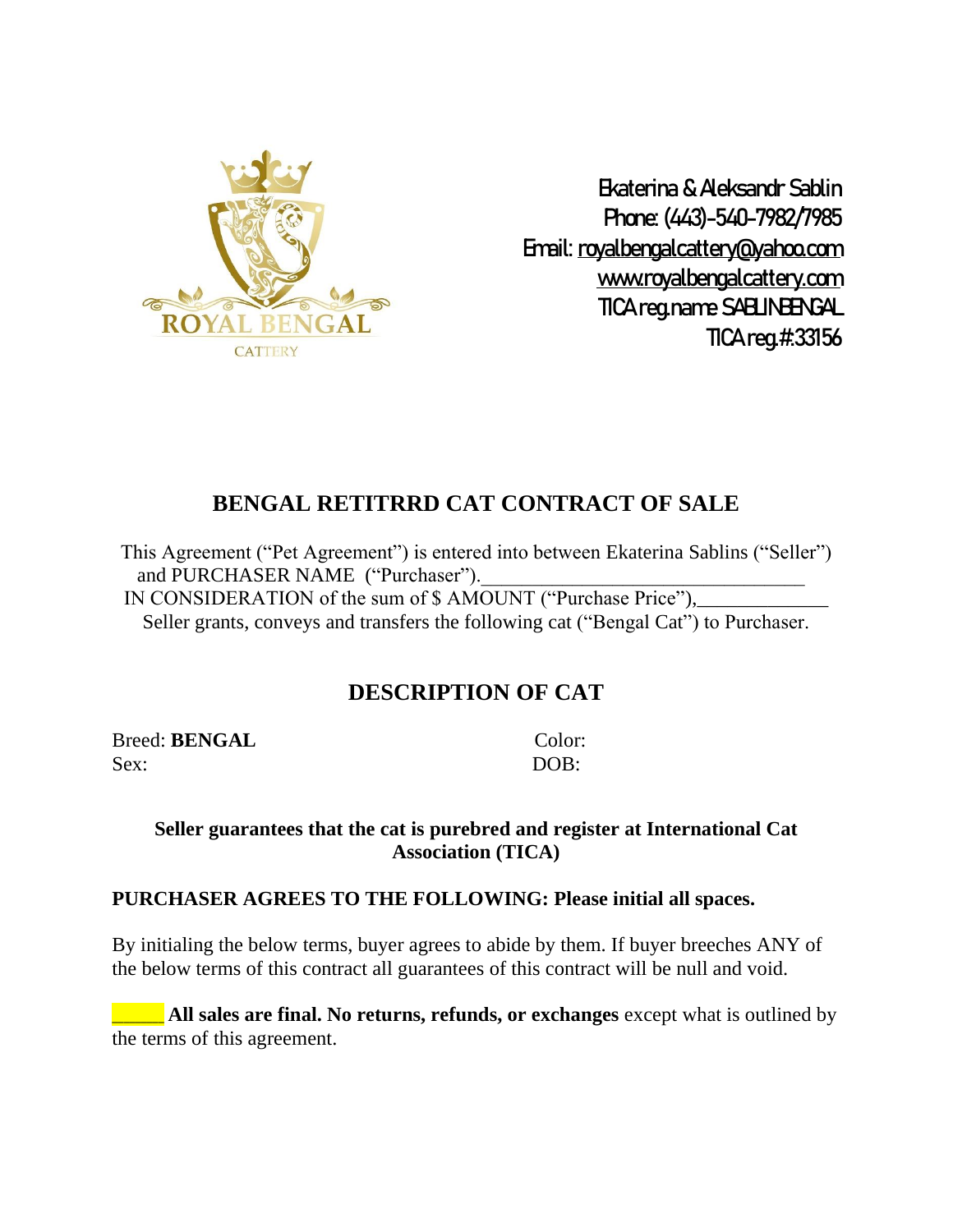ROYAL BENGAL

CATTERY

Ekaterina & Aleksandr Sablin
Phone: (443)-540-7982/7985
Email: royalbengalcattery@yahoo.com
www.royalbengalcattery.com
TICA reg.name SABLINBENGAL
TICA reg.#:33156

# BENGAL RETITRRD CAT CONTRACT OF SALE

This Agreement ("Pet Agreement") is entered into between Ekaterina Sablins ("Seller") and PURCHASER NAME ("Purchaser").________________________________
IN CONSIDERATION of the sum of $ AMOUNT ("Purchase Price"),_____________
Seller grants, conveys and transfers the following cat ("Bengal Cat") to Purchaser.

## DESCRIPTION OF CAT

Breed: **BENGAL**
Color:
Sex:
DOB:

**Seller guarantees that the cat is purebred and register at International Cat Association (TICA)**

**PURCHASER AGREES TO THE FOLLOWING: Please initial all spaces.**

By initialing the below terms, buyer agrees to abide by them. If buyer breeches ANY of the below terms of this contract all guarantees of this contract will be null and void.

_____ **All sales are final. No returns, refunds, or exchanges** except what is outlined by the terms of this agreement.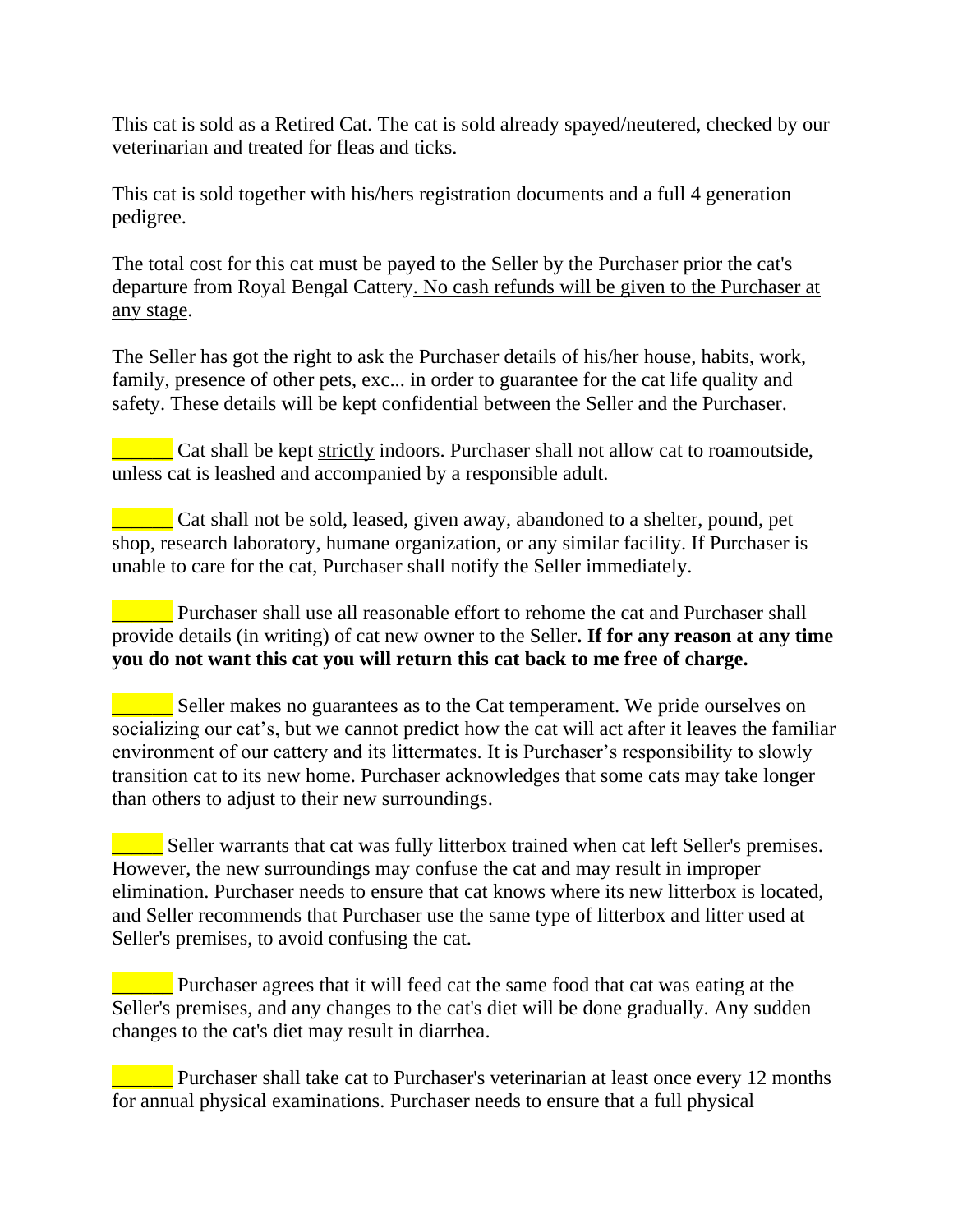This cat is sold as a Retired Cat. The cat is sold already spayed/neutered, checked by our veterinarian and treated for fleas and ticks.

This cat is sold together with his/hers registration documents and a full 4 generation pedigree.

The total cost for this cat must be payed to the Seller by the Purchaser prior the cat's departure from Royal Bengal Cattery. No cash refunds will be given to the Purchaser at any stage.

The Seller has got the right to ask the Purchaser details of his/her house, habits, work, family, presence of other pets, exc... in order to guarantee for the cat life quality and safety. These details will be kept confidential between the Seller and the Purchaser.

______ Cat shall be kept strictly indoors. Purchaser shall not allow cat to roamoutside, unless cat is leashed and accompanied by a responsible adult.

______ Cat shall not be sold, leased, given away, abandoned to a shelter, pound, pet shop, research laboratory, humane organization, or any similar facility. If Purchaser is unable to care for the cat, Purchaser shall notify the Seller immediately.

______ Purchaser shall use all reasonable effort to rehome the cat and Purchaser shall provide details (in writing) of cat new owner to the Seller**. If for any reason at any time you do not want this cat you will return this cat back to me free of charge.**

______ Seller makes no guarantees as to the Cat temperament. We pride ourselves on socializing our cat's, but we cannot predict how the cat will act after it leaves the familiar environment of our cattery and its littermates. It is Purchaser's responsibility to slowly transition cat to its new home. Purchaser acknowledges that some cats may take longer than others to adjust to their new surroundings.

_____ Seller warrants that cat was fully litterbox trained when cat left Seller's premises. However, the new surroundings may confuse the cat and may result in improper elimination. Purchaser needs to ensure that cat knows where its new litterbox is located, and Seller recommends that Purchaser use the same type of litterbox and litter used at Seller's premises, to avoid confusing the cat.

______ Purchaser agrees that it will feed cat the same food that cat was eating at the Seller's premises, and any changes to the cat's diet will be done gradually. Any sudden changes to the cat's diet may result in diarrhea.

______ Purchaser shall take cat to Purchaser's veterinarian at least once every 12 months for annual physical examinations. Purchaser needs to ensure that a full physical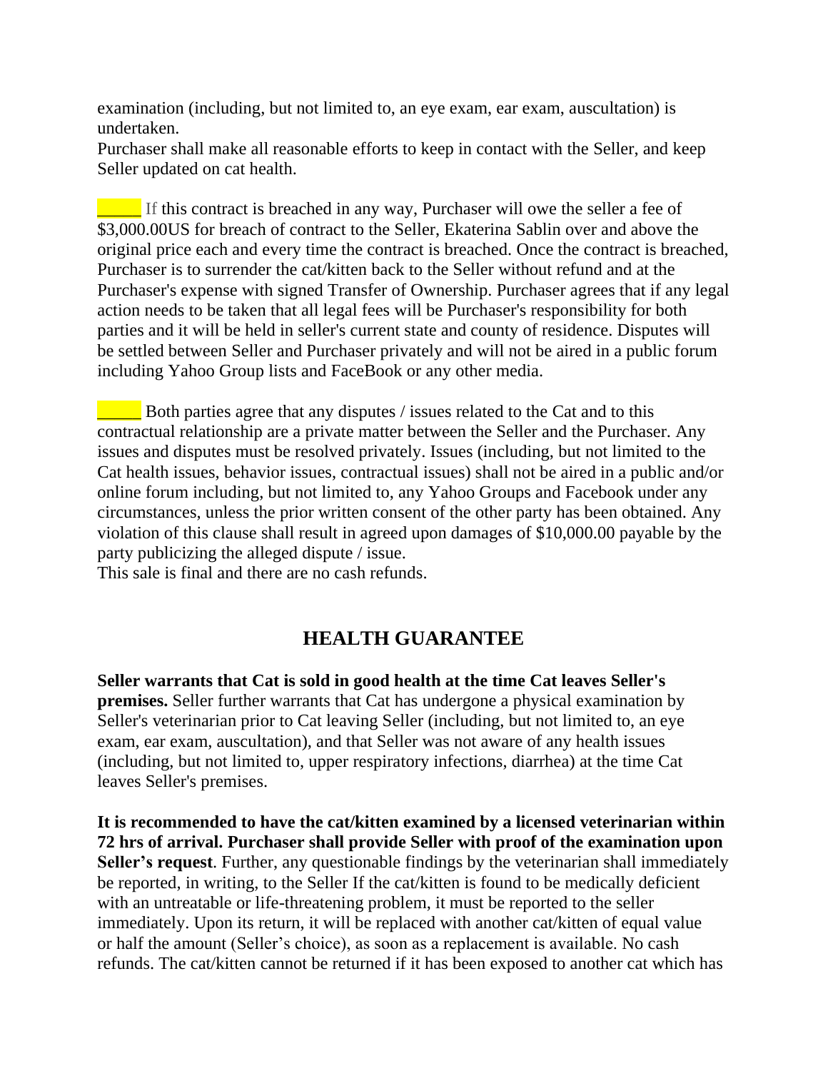examination (including, but not limited to, an eye exam, ear exam, auscultation) is undertaken.
Purchaser shall make all reasonable efforts to keep in contact with the Seller, and keep Seller updated on cat health.

_____ If this contract is breached in any way, Purchaser will owe the seller a fee of $3,000.00US for breach of contract to the Seller, Ekaterina Sablin over and above the original price each and every time the contract is breached. Once the contract is breached, Purchaser is to surrender the cat/kitten back to the Seller without refund and at the Purchaser's expense with signed Transfer of Ownership. Purchaser agrees that if any legal action needs to be taken that all legal fees will be Purchaser's responsibility for both parties and it will be held in seller's current state and county of residence. Disputes will be settled between Seller and Purchaser privately and will not be aired in a public forum including Yahoo Group lists and FaceBook or any other media.

_____ Both parties agree that any disputes / issues related to the Cat and to this contractual relationship are a private matter between the Seller and the Purchaser. Any issues and disputes must be resolved privately. Issues (including, but not limited to the Cat health issues, behavior issues, contractual issues) shall not be aired in a public and/or online forum including, but not limited to, any Yahoo Groups and Facebook under any circumstances, unless the prior written consent of the other party has been obtained. Any violation of this clause shall result in agreed upon damages of $10,000.00 payable by the party publicizing the alleged dispute / issue.
This sale is final and there are no cash refunds.

## HEALTH GUARANTEE

**Seller warrants that Cat is sold in good health at the time Cat leaves Seller's premises.** Seller further warrants that Cat has undergone a physical examination by Seller's veterinarian prior to Cat leaving Seller (including, but not limited to, an eye exam, ear exam, auscultation), and that Seller was not aware of any health issues (including, but not limited to, upper respiratory infections, diarrhea) at the time Cat leaves Seller's premises.

**It is recommended to have the cat/kitten examined by a licensed veterinarian within 72 hrs of arrival. Purchaser shall provide Seller with proof of the examination upon Seller's request**. Further, any questionable findings by the veterinarian shall immediately be reported, in writing, to the Seller If the cat/kitten is found to be medically deficient with an untreatable or life-threatening problem, it must be reported to the seller immediately. Upon its return, it will be replaced with another cat/kitten of equal value or half the amount (Seller's choice), as soon as a replacement is available. No cash refunds. The cat/kitten cannot be returned if it has been exposed to another cat which has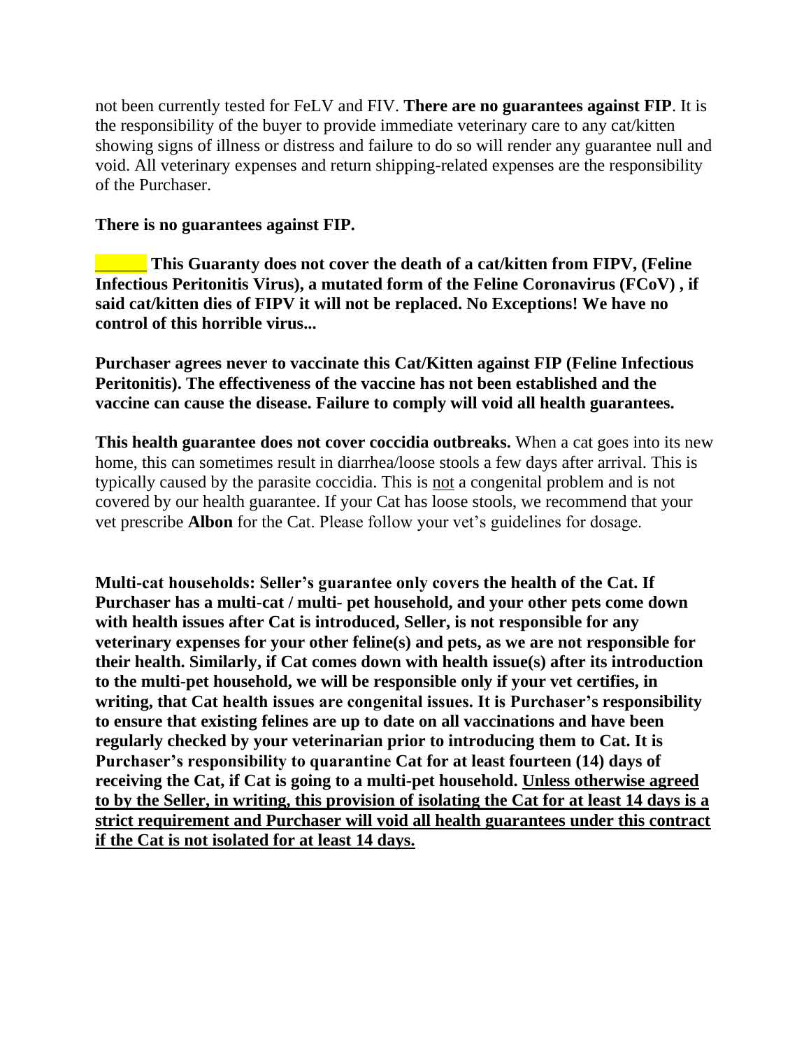not been currently tested for FeLV and FIV. **There are no guarantees against FIP**. It is the responsibility of the buyer to provide immediate veterinary care to any cat/kitten showing signs of illness or distress and failure to do so will render any guarantee null and void. All veterinary expenses and return shipping-related expenses are the responsibility of the Purchaser.

**There is no guarantees against FIP.**

**______ This Guaranty does not cover the death of a cat/kitten from FIPV, (Feline Infectious Peritonitis Virus), a mutated form of the Feline Coronavirus (FCoV) , if said cat/kitten dies of FIPV it will not be replaced. No Exceptions! We have no control of this horrible virus...**

**Purchaser agrees never to vaccinate this Cat/Kitten against FIP (Feline Infectious Peritonitis). The effectiveness of the vaccine has not been established and the vaccine can cause the disease. Failure to comply will void all health guarantees.**

**This health guarantee does not cover coccidia outbreaks.** When a cat goes into its new home, this can sometimes result in diarrhea/loose stools a few days after arrival. This is typically caused by the parasite coccidia. This is <u>not</u> a congenital problem and is not covered by our health guarantee. If your Cat has loose stools, we recommend that your vet prescribe **Albon** for the Cat. Please follow your vet's guidelines for dosage.

**Multi-cat households: Seller's guarantee only covers the health of the Cat. If Purchaser has a multi-cat / multi- pet household, and your other pets come down with health issues after Cat is introduced, Seller, is not responsible for any veterinary expenses for your other feline(s) and pets, as we are not responsible for their health. Similarly, if Cat comes down with health issue(s) after its introduction to the multi-pet household, we will be responsible only if your vet certifies, in writing, that Cat health issues are congenital issues. It is Purchaser's responsibility to ensure that existing felines are up to date on all vaccinations and have been regularly checked by your veterinarian prior to introducing them to Cat. It is Purchaser's responsibility to quarantine Cat for at least fourteen (14) days of receiving the Cat, if Cat is going to a multi-pet household. <u>Unless otherwise agreed to by the Seller, in writing, this provision of isolating the Cat for at least 14 days is a strict requirement and Purchaser will void all health guarantees under this contract if the Cat is not isolated for at least 14 days.</u>**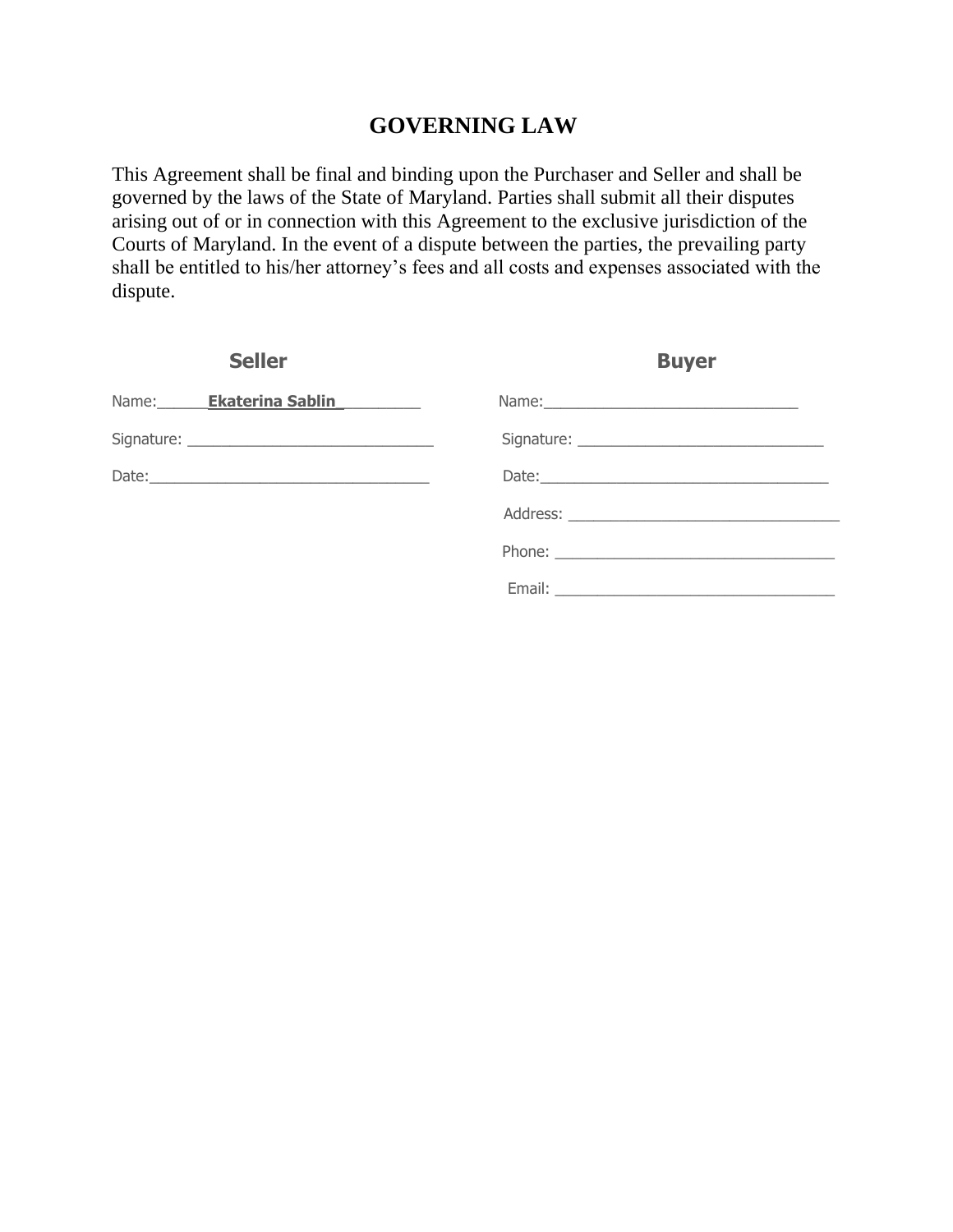## GOVERNING LAW

This Agreement shall be final and binding upon the Purchaser and Seller and shall be governed by the laws of the State of Maryland. Parties shall submit all their disputes arising out of or in connection with this Agreement to the exclusive jurisdiction of the Courts of Maryland. In the event of a dispute between the parties, the prevailing party shall be entitled to his/her attorney's fees and all costs and expenses associated with the dispute.

**Seller**

Name:______**Ekaterina Sablin**_________

Signature: ____________________________

Date:________________________________

**Buyer**

Name:______________________________

Signature: ____________________________

Date:_________________________________

Address: _______________________________

Phone: ________________________________

Email: ________________________________